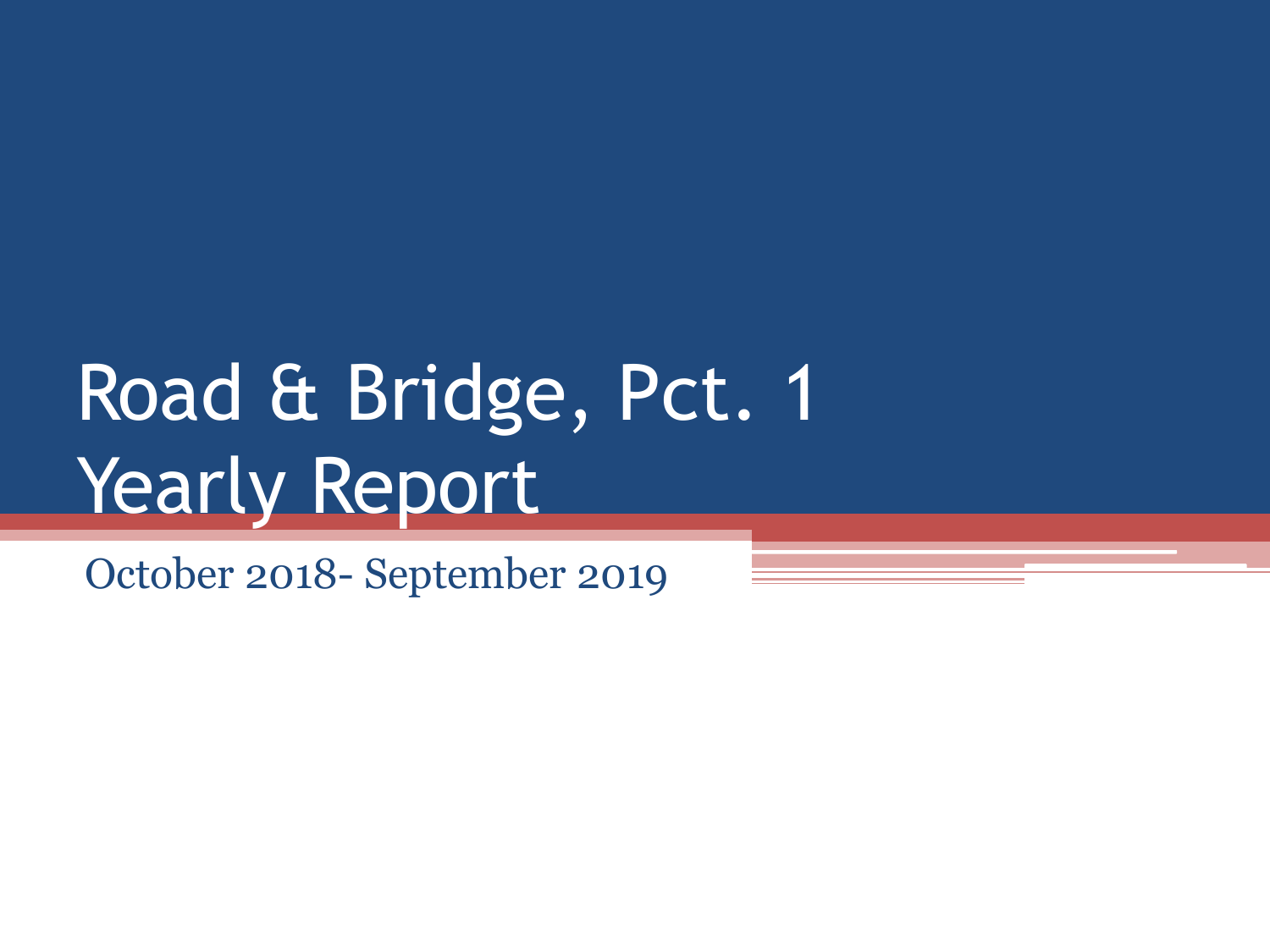# Road & Bridge, Pct. 1 Yearly Report

October 2018- September 2019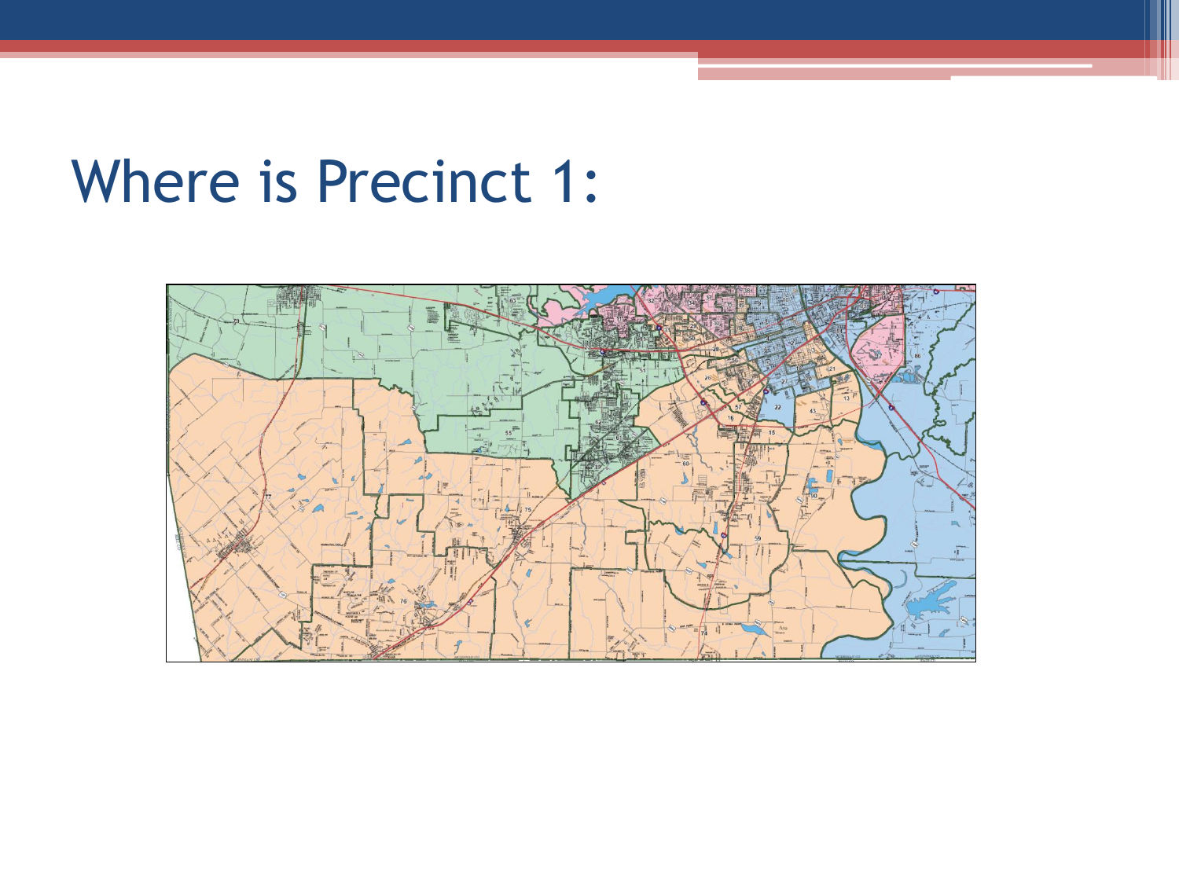# Where is Precinct 1: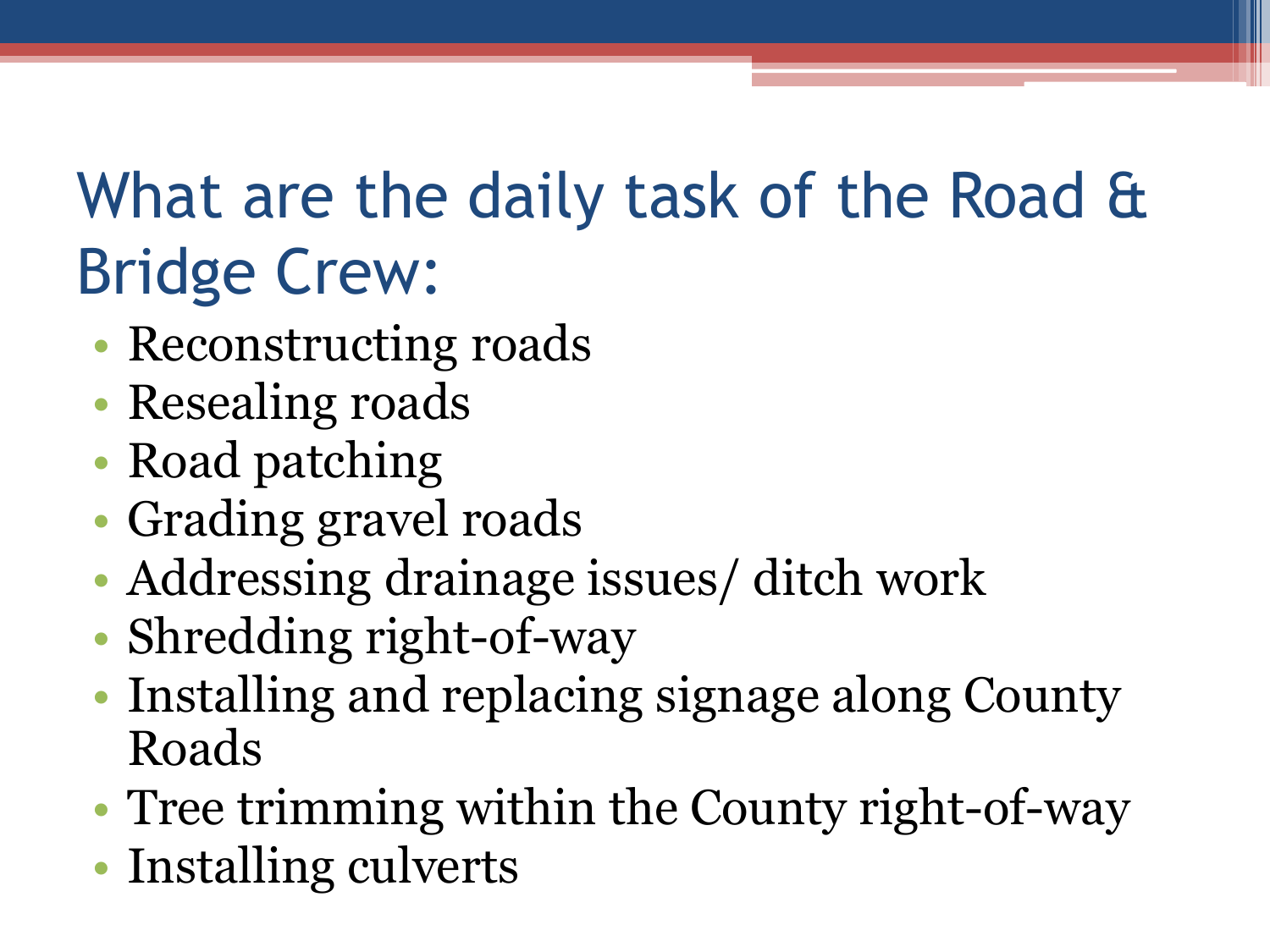# What are the daily task of the Road & Bridge Crew:

- Reconstructing roads
- Resealing roads
- Road patching
- Grading gravel roads
- Addressing drainage issues/ ditch work
- Shredding right-of-way
- Installing and replacing signage along County Roads
- Tree trimming within the County right-of-way
- Installing culverts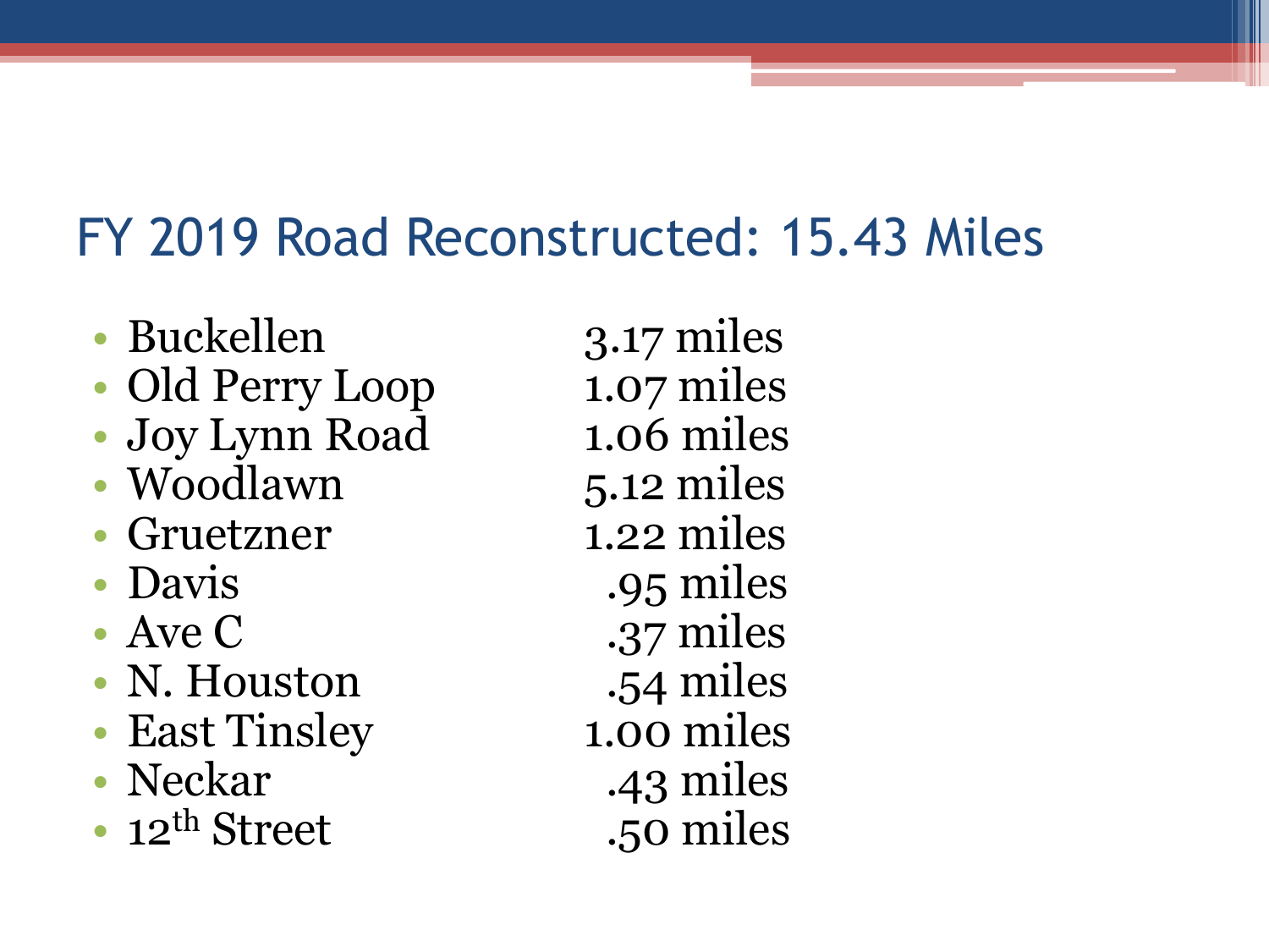# FY 2019 Road Reconstructed: 15.43 Miles

- Buckellen 3.17 miles
- Old Perry Loop 1.07 miles
- Joy Lynn Road 1.06 miles
- Woodlawn 5.12 miles
- Gruetzner 1.22 miles
- Davis .95 miles
- Ave C .37 miles
- N. Houston .54 miles
- East Tinsley 1.00 miles
- Neckar .43 miles
- 12th Street .50 miles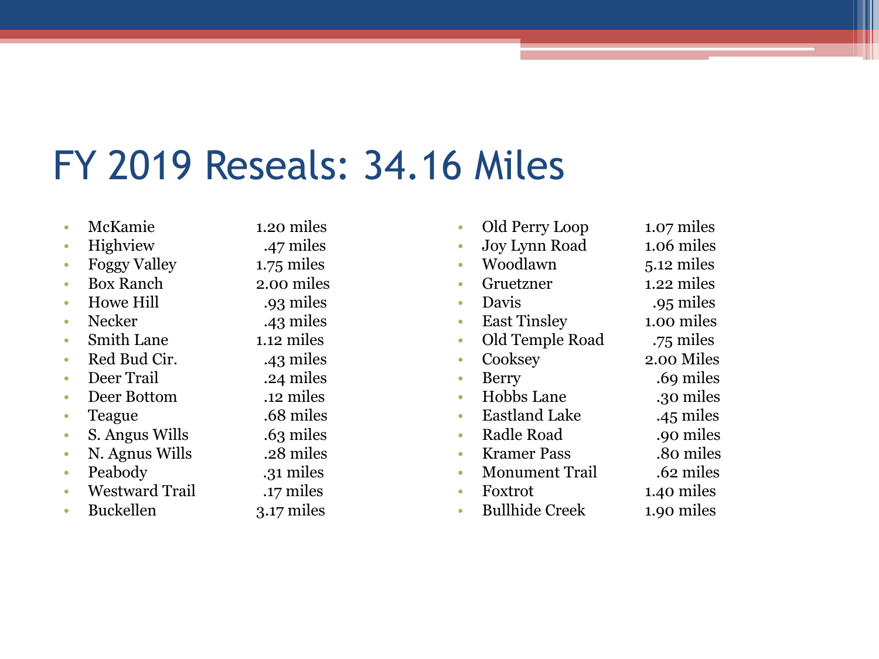# FY 2019 Reseals: 34.16 Miles

- McKamie 1.20 miles
- Highview .47 miles
- Foggy Valley 1.75 miles
- Box Ranch 2.00 miles
- Howe Hill .93 miles
- Necker .43 miles
- Smith Lane 1.12 miles
- Red Bud Cir. .43 miles
- Deer Trail .24 miles
- Deer Bottom .12 miles
- Teague .68 miles
- S. Angus Wills .63 miles
- N. Agnus Wills .28 miles
- Peabody .31 miles
- Westward Trail .17 miles
- Buckellen 3.17 miles
- Old Perry Loop 1.07 miles
- Joy Lynn Road 1.06 miles
- Woodlawn 5.12 miles
- Gruetzner 1.22 miles
- Davis .95 miles
- East Tinsley 1.00 miles
- Old Temple Road .75 miles
- Cooksey 2.00 Miles
- Berry .69 miles
- Hobbs Lane .30 miles
- Eastland Lake .45 miles
- Radle Road .90 miles
- Kramer Pass .80 miles
- Monument Trail .62 miles
- Foxtrot 1.40 miles
- Bullhide Creek 1.90 miles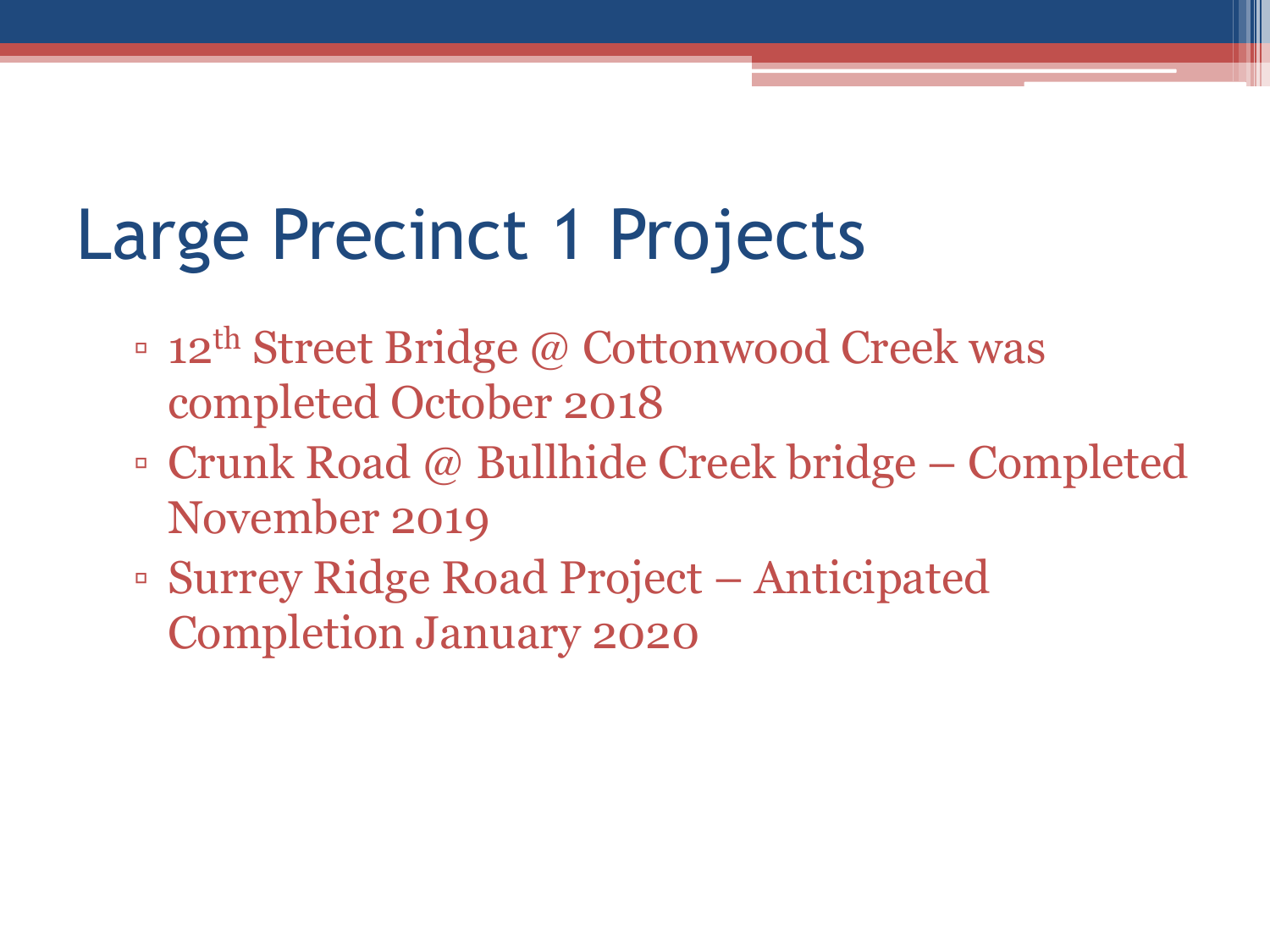# Large Precinct 1 Projects

- 12th Street Bridge @ Cottonwood Creek was completed October 2018
- Crunk Road @ Bullhide Creek bridge – Completed November 2019
- Surrey Ridge Road Project – Anticipated Completion January 2020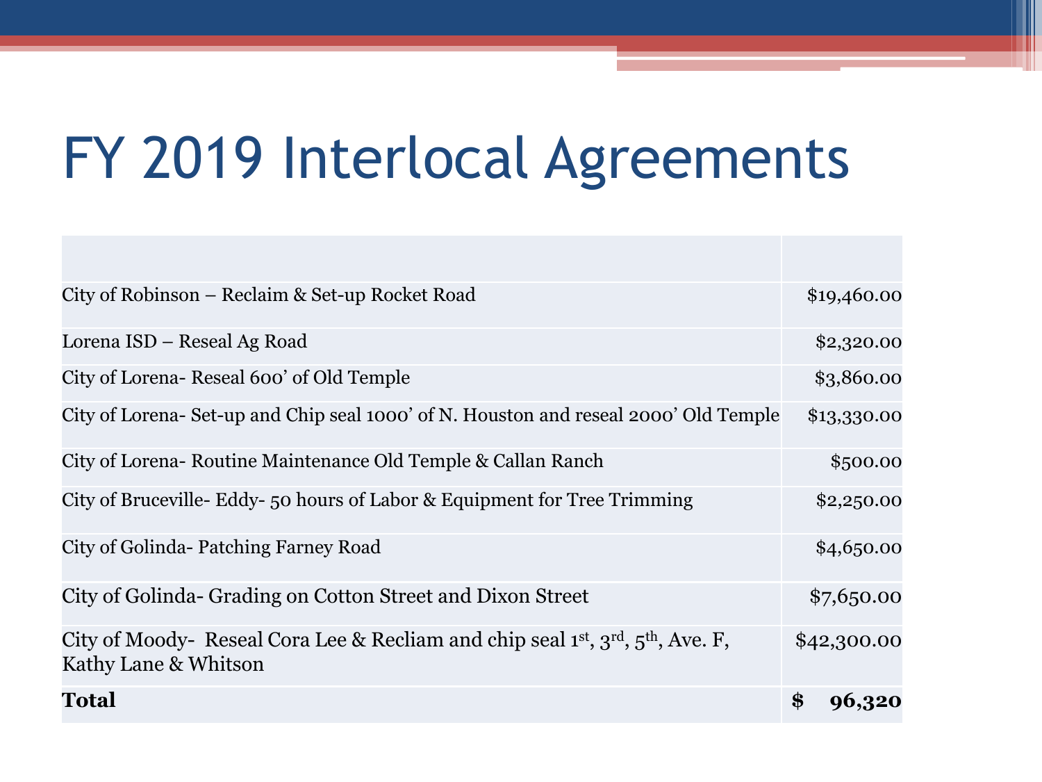# FY 2019 Interlocal Agreements

| | |
|---|---|
| City of Robinson – Reclaim & Set-up Rocket Road | $19,460.00 |
| Lorena ISD – Reseal Ag Road | $2,320.00 |
| City of Lorena- Reseal 600' of Old Temple | $3,860.00 |
| City of Lorena- Set-up and Chip seal 1000' of N. Houston and reseal 2000' Old Temple | $13,330.00 |
| City of Lorena- Routine Maintenance Old Temple & Callan Ranch | $500.00 |
| City of Bruceville- Eddy- 50 hours of Labor & Equipment for Tree Trimming | $2,250.00 |
| City of Golinda- Patching Farney Road | $4,650.00 |
| City of Golinda- Grading on Cotton Street and Dixon Street | $7,650.00 |
| City of Moody- Reseal Cora Lee & Recliam and chip seal 1st, 3rd, 5th, Ave. F, Kathy Lane & Whitson | $42,300.00 |
| **Total** | **$ 96,320** |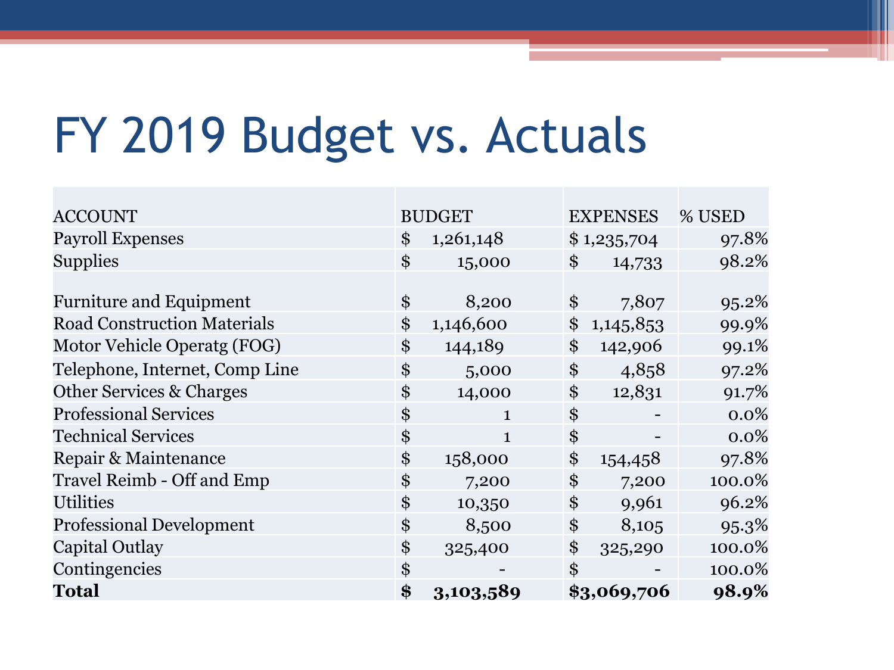# FY 2019 Budget vs. Actuals

| ACCOUNT | BUDGET | EXPENSES | % USED |
|---|---|---|---|
| Payroll Expenses | $ 1,261,148 | $ 1,235,704 | 97.8% |
| Supplies | $ 15,000 | $ 14,733 | 98.2% |
| Furniture and Equipment | $ 8,200 | $ 7,807 | 95.2% |
| Road Construction Materials | $ 1,146,600 | $ 1,145,853 | 99.9% |
| Motor Vehicle Operatg (FOG) | $ 144,189 | $ 142,906 | 99.1% |
| Telephone, Internet, Comp Line | $ 5,000 | $ 4,858 | 97.2% |
| Other Services & Charges | $ 14,000 | $ 12,831 | 91.7% |
| Professional Services | $ 1 | $ - | 0.0% |
| Technical Services | $ 1 | $ - | 0.0% |
| Repair & Maintenance | $ 158,000 | $ 154,458 | 97.8% |
| Travel Reimb - Off and Emp | $ 7,200 | $ 7,200 | 100.0% |
| Utilities | $ 10,350 | $ 9,961 | 96.2% |
| Professional Development | $ 8,500 | $ 8,105 | 95.3% |
| Capital Outlay | $ 325,400 | $ 325,290 | 100.0% |
| Contingencies | $ - | $ - | 100.0% |
| **Total** | **$ 3,103,589** | **$3,069,706** | **98.9%** |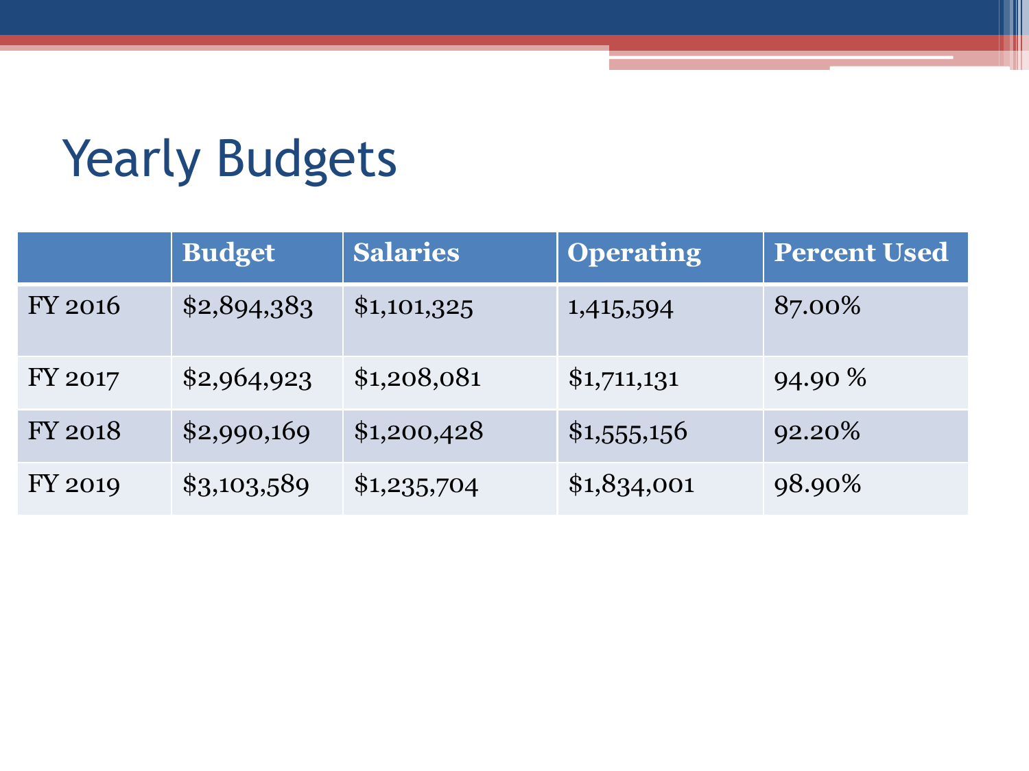# Yearly Budgets

| | Budget | Salaries | Operating | Percent Used |
|---|---|---|---|---|
| FY 2016 | $2,894,383 | $1,101,325 | 1,415,594 | 87.00% |
| FY 2017 | $2,964,923 | $1,208,081 | $1,711,131 | 94.90 % |
| FY 2018 | $2,990,169 | $1,200,428 | $1,555,156 | 92.20% |
| FY 2019 | $3,103,589 | $1,235,704 | $1,834,001 | 98.90% |